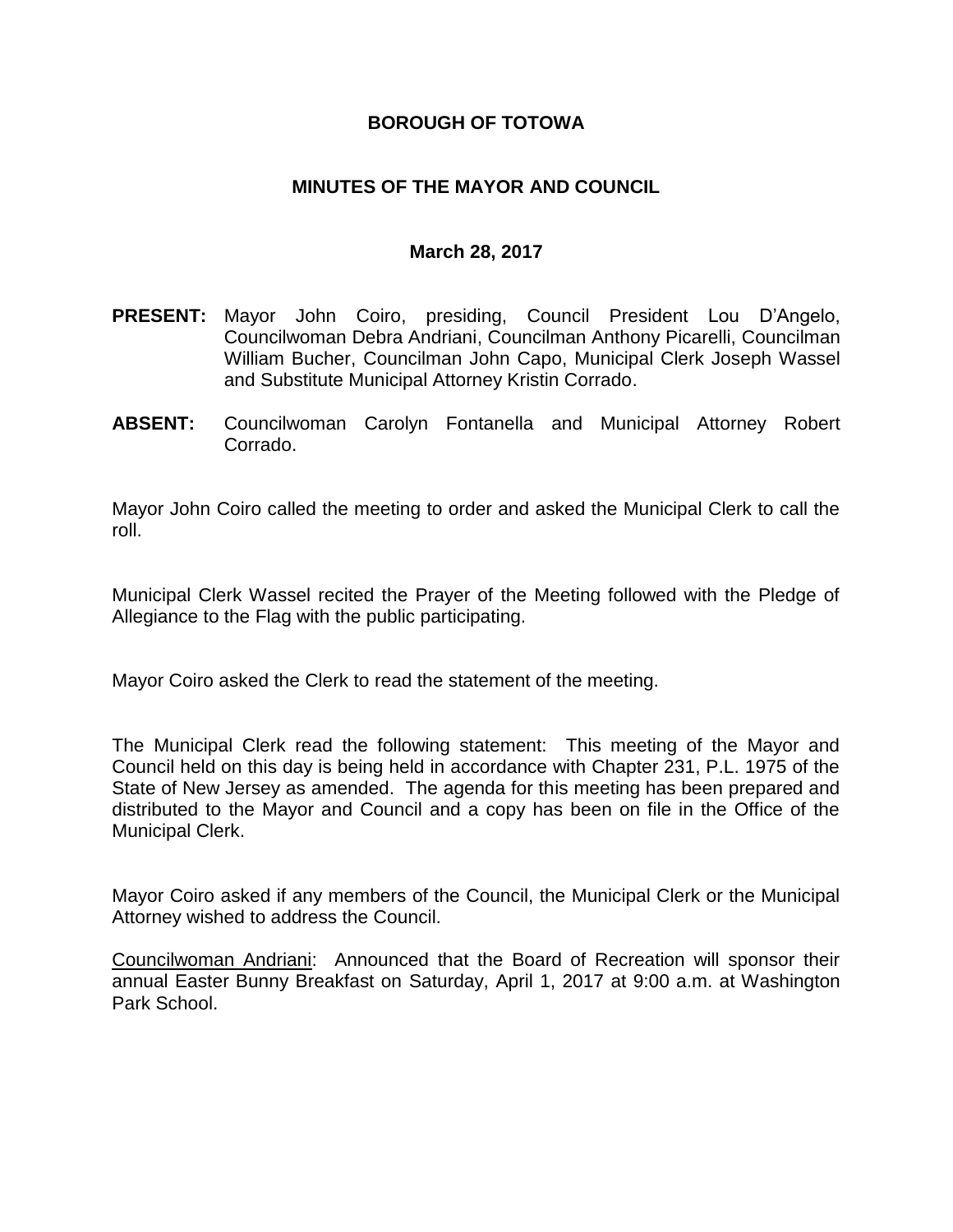**BOROUGH OF TOTOWA**

**MINUTES OF THE MAYOR AND COUNCIL**

**March 28, 2017**

**PRESENT:** Mayor John Coiro, presiding, Council President Lou D'Angelo, Councilwoman Debra Andriani, Councilman Anthony Picarelli, Councilman William Bucher, Councilman John Capo, Municipal Clerk Joseph Wassel and Substitute Municipal Attorney Kristin Corrado.

**ABSENT:** Councilwoman Carolyn Fontanella and Municipal Attorney Robert Corrado.

Mayor John Coiro called the meeting to order and asked the Municipal Clerk to call the roll.

Municipal Clerk Wassel recited the Prayer of the Meeting followed with the Pledge of Allegiance to the Flag with the public participating.

Mayor Coiro asked the Clerk to read the statement of the meeting.

The Municipal Clerk read the following statement: This meeting of the Mayor and Council held on this day is being held in accordance with Chapter 231, P.L. 1975 of the State of New Jersey as amended. The agenda for this meeting has been prepared and distributed to the Mayor and Council and a copy has been on file in the Office of the Municipal Clerk.

Mayor Coiro asked if any members of the Council, the Municipal Clerk or the Municipal Attorney wished to address the Council.

Councilwoman Andriani: Announced that the Board of Recreation will sponsor their annual Easter Bunny Breakfast on Saturday, April 1, 2017 at 9:00 a.m. at Washington Park School.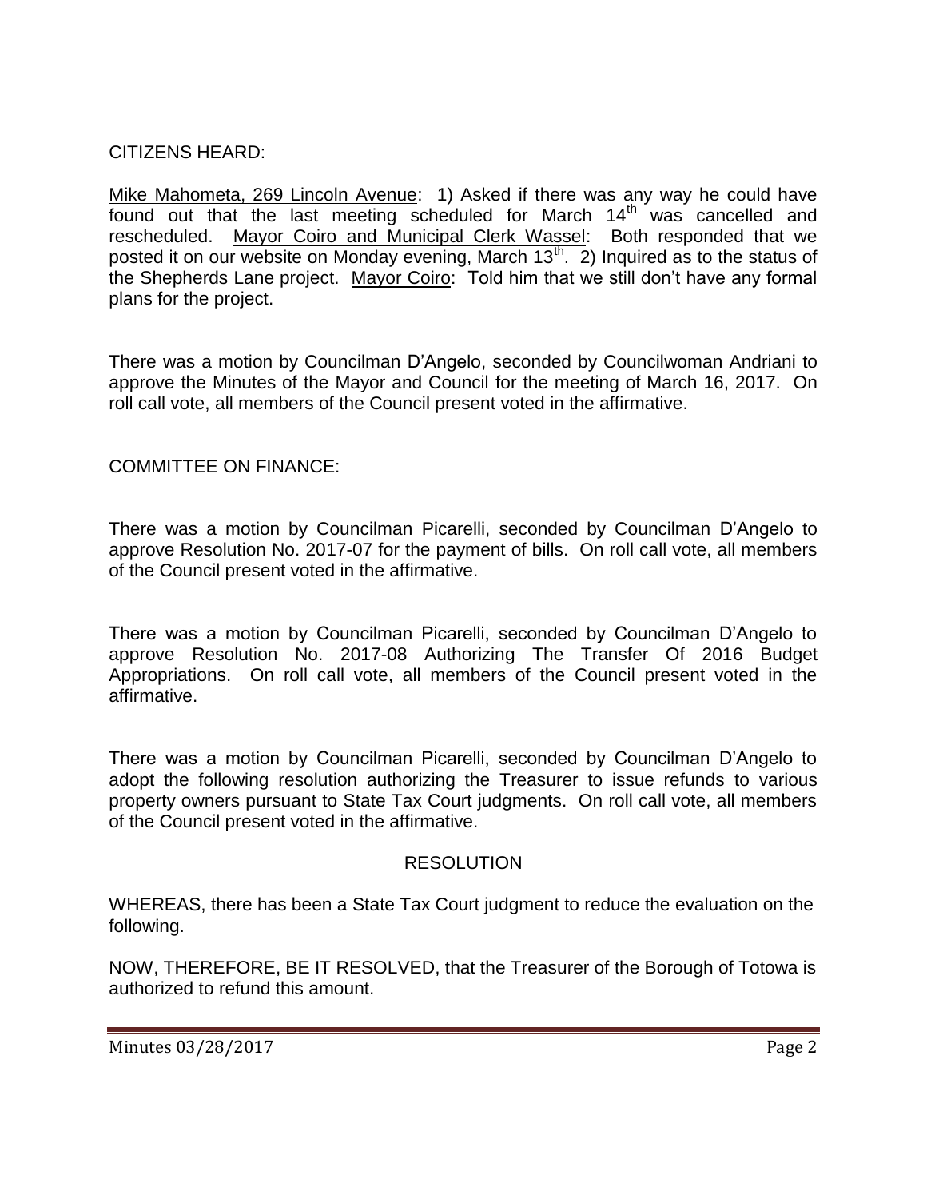CITIZENS HEARD:

Mike Mahometa, 269 Lincoln Avenue: 1) Asked if there was any way he could have found out that the last meeting scheduled for March 14th was cancelled and rescheduled. Mayor Coiro and Municipal Clerk Wassel: Both responded that we posted it on our website on Monday evening, March 13th. 2) Inquired as to the status of the Shepherds Lane project. Mayor Coiro: Told him that we still don't have any formal plans for the project.

There was a motion by Councilman D'Angelo, seconded by Councilwoman Andriani to approve the Minutes of the Mayor and Council for the meeting of March 16, 2017. On roll call vote, all members of the Council present voted in the affirmative.

COMMITTEE ON FINANCE:

There was a motion by Councilman Picarelli, seconded by Councilman D'Angelo to approve Resolution No. 2017-07 for the payment of bills. On roll call vote, all members of the Council present voted in the affirmative.

There was a motion by Councilman Picarelli, seconded by Councilman D'Angelo to approve Resolution No. 2017-08 Authorizing The Transfer Of 2016 Budget Appropriations. On roll call vote, all members of the Council present voted in the affirmative.

There was a motion by Councilman Picarelli, seconded by Councilman D'Angelo to adopt the following resolution authorizing the Treasurer to issue refunds to various property owners pursuant to State Tax Court judgments. On roll call vote, all members of the Council present voted in the affirmative.

RESOLUTION

WHEREAS, there has been a State Tax Court judgment to reduce the evaluation on the following.

NOW, THEREFORE, BE IT RESOLVED, that the Treasurer of the Borough of Totowa is authorized to refund this amount.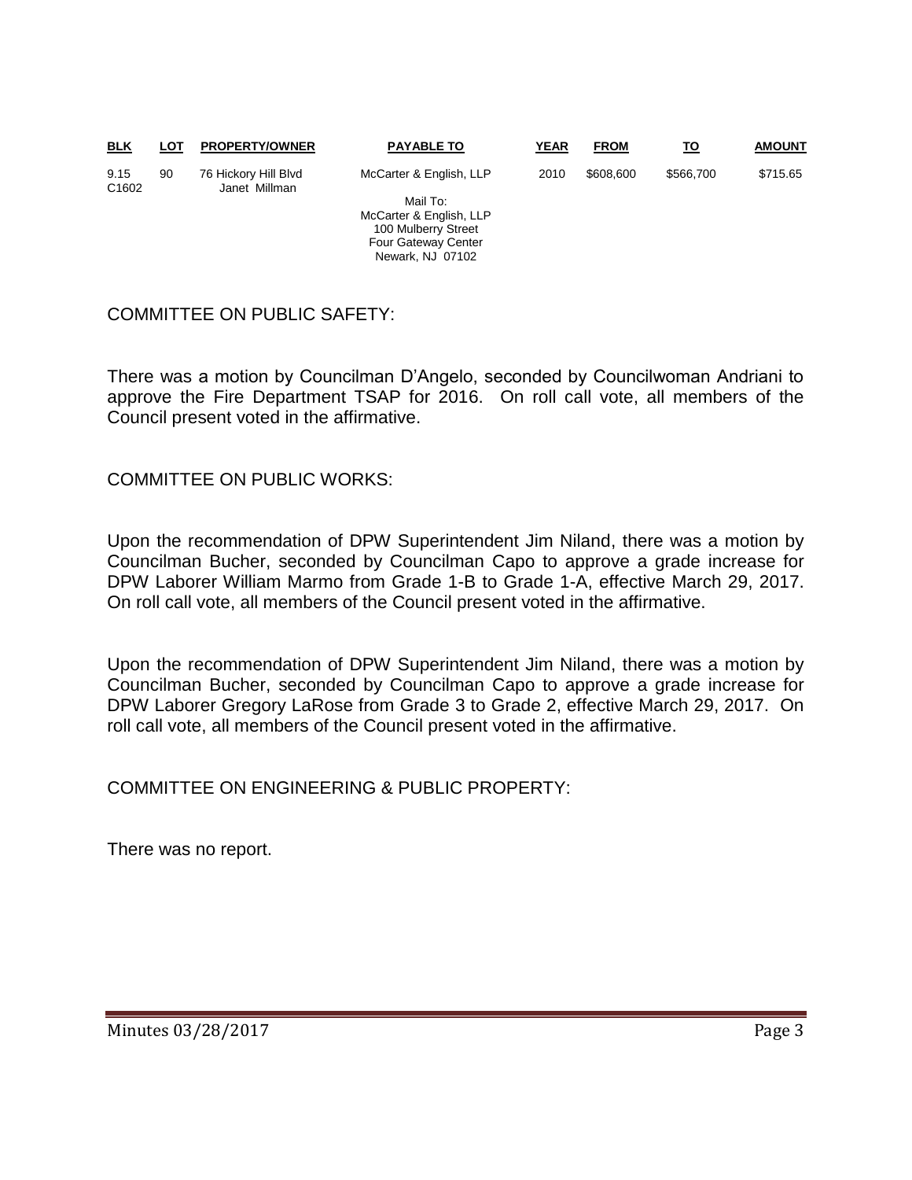| BLK | LOT | PROPERTY/OWNER | PAYABLE TO | YEAR | FROM | TO | AMOUNT |
|---|---|---|---|---|---|---|---|
| 9.15 C1602 | 90 | 76 Hickory Hill Blvd Janet Millman | McCarter & English, LLP<br><br>Mail To:<br>McCarter & English, LLP<br>100 Mulberry Street<br>Four Gateway Center<br>Newark, NJ 07102 | 2010 | $608,600 | $566,700 | $715.65 |

COMMITTEE ON PUBLIC SAFETY:

There was a motion by Councilman D'Angelo, seconded by Councilwoman Andriani to approve the Fire Department TSAP for 2016. On roll call vote, all members of the Council present voted in the affirmative.

COMMITTEE ON PUBLIC WORKS:

Upon the recommendation of DPW Superintendent Jim Niland, there was a motion by Councilman Bucher, seconded by Councilman Capo to approve a grade increase for DPW Laborer William Marmo from Grade 1-B to Grade 1-A, effective March 29, 2017. On roll call vote, all members of the Council present voted in the affirmative.

Upon the recommendation of DPW Superintendent Jim Niland, there was a motion by Councilman Bucher, seconded by Councilman Capo to approve a grade increase for DPW Laborer Gregory LaRose from Grade 3 to Grade 2, effective March 29, 2017. On roll call vote, all members of the Council present voted in the affirmative.

COMMITTEE ON ENGINEERING & PUBLIC PROPERTY:

There was no report.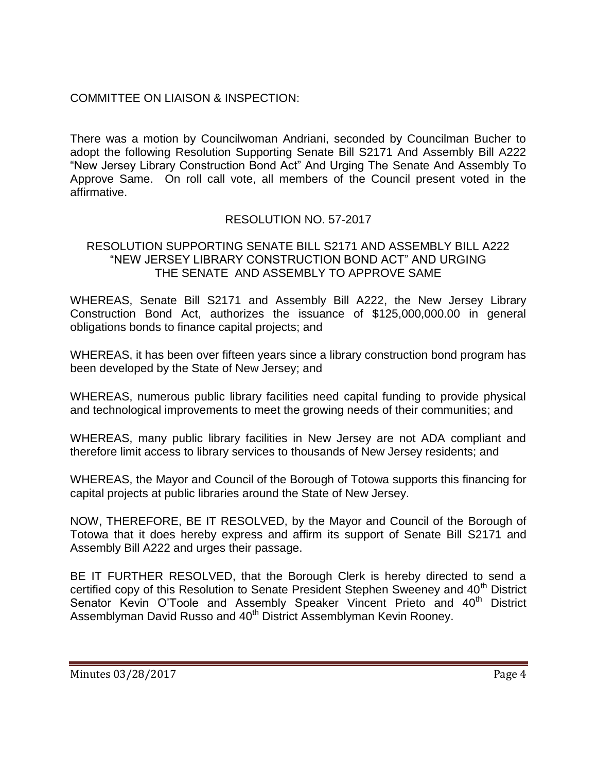COMMITTEE ON LIAISON & INSPECTION:

There was a motion by Councilwoman Andriani, seconded by Councilman Bucher to adopt the following Resolution Supporting Senate Bill S2171 And Assembly Bill A222 "New Jersey Library Construction Bond Act" And Urging The Senate And Assembly To Approve Same. On roll call vote, all members of the Council present voted in the affirmative.

RESOLUTION NO. 57-2017

RESOLUTION SUPPORTING SENATE BILL S2171 AND ASSEMBLY BILL A222 "NEW JERSEY LIBRARY CONSTRUCTION BOND ACT" AND URGING THE SENATE AND ASSEMBLY TO APPROVE SAME

WHEREAS, Senate Bill S2171 and Assembly Bill A222, the New Jersey Library Construction Bond Act, authorizes the issuance of $125,000,000.00 in general obligations bonds to finance capital projects; and

WHEREAS, it has been over fifteen years since a library construction bond program has been developed by the State of New Jersey; and

WHEREAS, numerous public library facilities need capital funding to provide physical and technological improvements to meet the growing needs of their communities; and

WHEREAS, many public library facilities in New Jersey are not ADA compliant and therefore limit access to library services to thousands of New Jersey residents; and

WHEREAS, the Mayor and Council of the Borough of Totowa supports this financing for capital projects at public libraries around the State of New Jersey.

NOW, THEREFORE, BE IT RESOLVED, by the Mayor and Council of the Borough of Totowa that it does hereby express and affirm its support of Senate Bill S2171 and Assembly Bill A222 and urges their passage.

BE IT FURTHER RESOLVED, that the Borough Clerk is hereby directed to send a certified copy of this Resolution to Senate President Stephen Sweeney and 40th District Senator Kevin O'Toole and Assembly Speaker Vincent Prieto and 40th District Assemblyman David Russo and 40th District Assemblyman Kevin Rooney.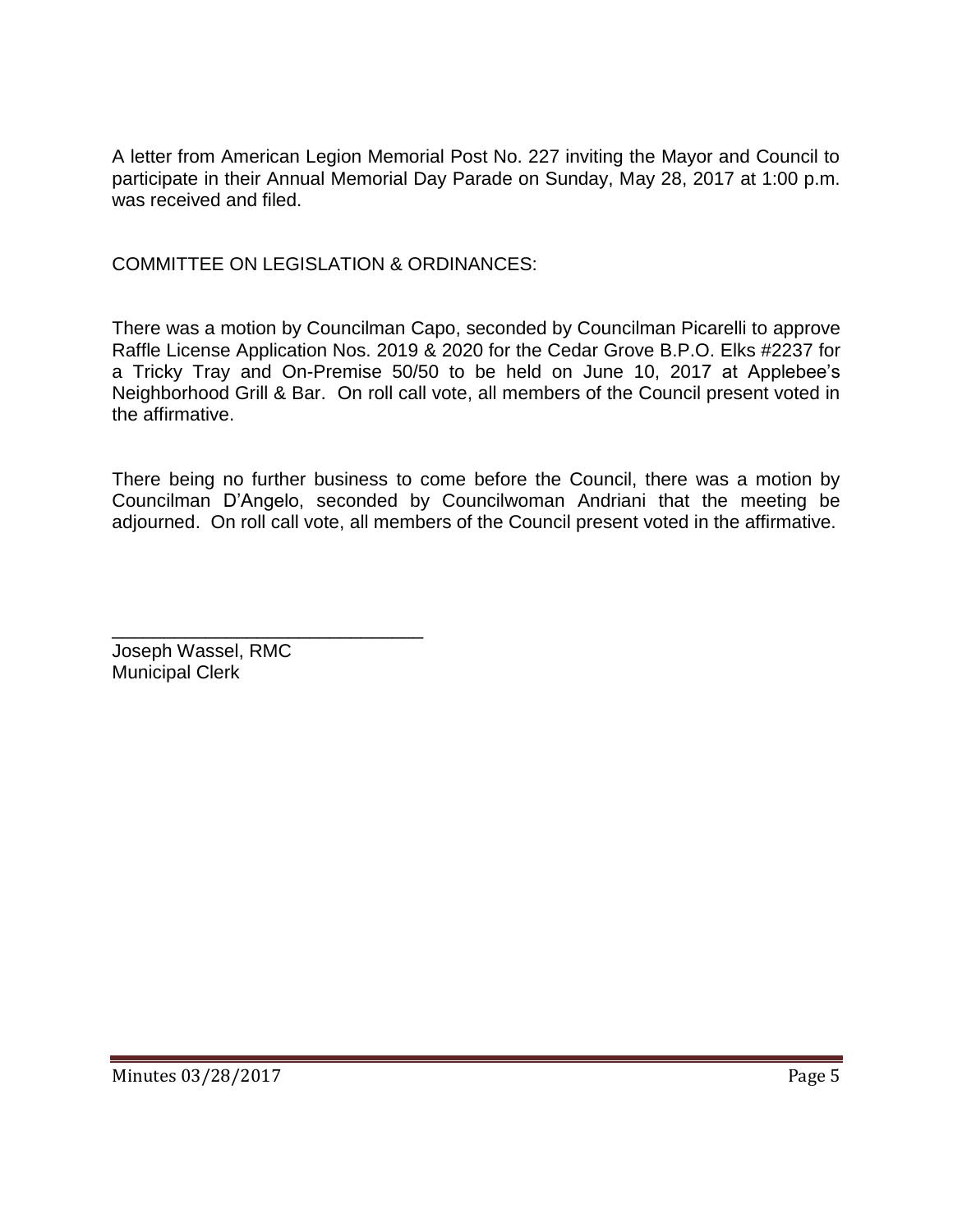A letter from American Legion Memorial Post No. 227 inviting the Mayor and Council to participate in their Annual Memorial Day Parade on Sunday, May 28, 2017 at 1:00 p.m. was received and filed.

COMMITTEE ON LEGISLATION & ORDINANCES:

There was a motion by Councilman Capo, seconded by Councilman Picarelli to approve Raffle License Application Nos. 2019 & 2020 for the Cedar Grove B.P.O. Elks #2237 for a Tricky Tray and On-Premise 50/50 to be held on June 10, 2017 at Applebee's Neighborhood Grill & Bar. On roll call vote, all members of the Council present voted in the affirmative.

There being no further business to come before the Council, there was a motion by Councilman D'Angelo, seconded by Councilwoman Andriani that the meeting be adjourned. On roll call vote, all members of the Council present voted in the affirmative.

______________________________
Joseph Wassel, RMC
Municipal Clerk